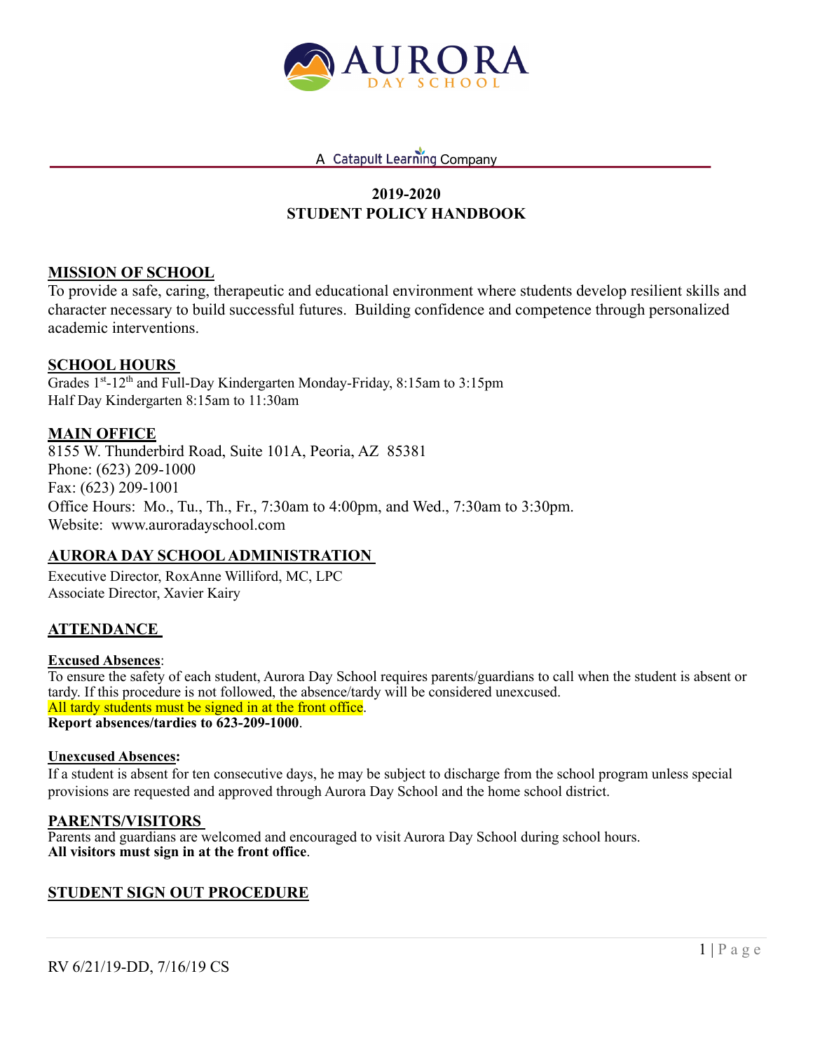AURORA DAY SCHOOL

A Catapult Learning Company

# 2019-2020
# STUDENT POLICY HANDBOOK

## MISSION OF SCHOOL

To provide a safe, caring, therapeutic and educational environment where students develop resilient skills and character necessary to build successful futures. Building confidence and competence through personalized academic interventions.

## SCHOOL HOURS

Grades 1st-12th and Full-Day Kindergarten Monday-Friday, 8:15am to 3:15pm
Half Day Kindergarten 8:15am to 11:30am

## MAIN OFFICE

8155 W. Thunderbird Road, Suite 101A, Peoria, AZ 85381
Phone: (623) 209-1000
Fax: (623) 209-1001
Office Hours: Mo., Tu., Th., Fr., 7:30am to 4:00pm, and Wed., 7:30am to 3:30pm.
Website: www.auroradayschool.com

## AURORA DAY SCHOOL ADMINISTRATION

Executive Director, RoxAnne Williford, MC, LPC
Associate Director, Xavier Kairy

## ATTENDANCE

### Excused Absences:

To ensure the safety of each student, Aurora Day School requires parents/guardians to call when the student is absent or tardy. If this procedure is not followed, the absence/tardy will be considered unexcused.
All tardy students must be signed in at the front office.
**Report absences/tardies to 623-209-1000**.

### Unexcused Absences:

If a student is absent for ten consecutive days, he may be subject to discharge from the school program unless special provisions are requested and approved through Aurora Day School and the home school district.

## PARENTS/VISITORS

Parents and guardians are welcomed and encouraged to visit Aurora Day School during school hours.
**All visitors must sign in at the front office**.

## STUDENT SIGN OUT PROCEDURE

RV 6/21/19-DD, 7/16/19 CS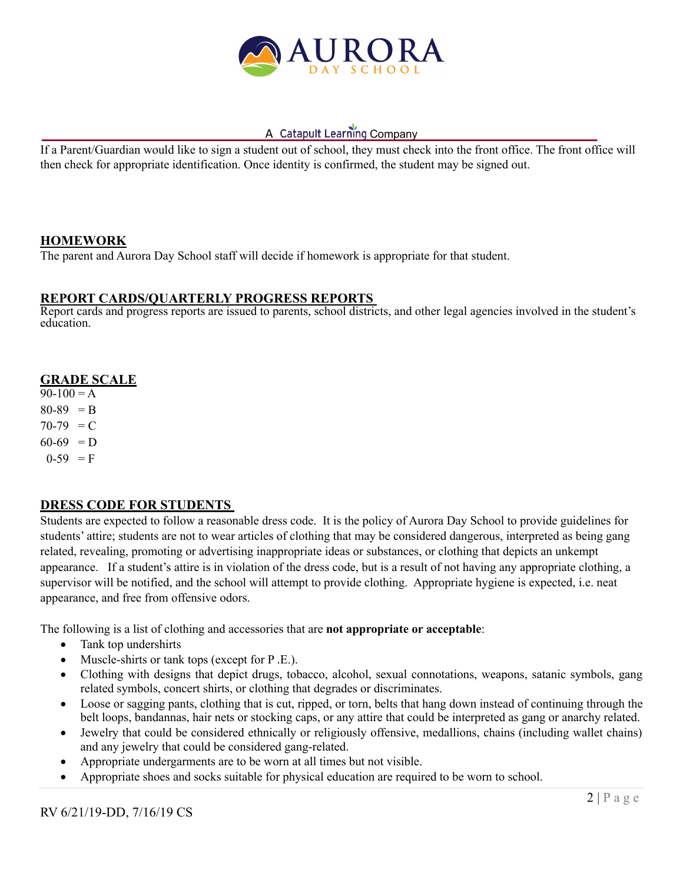If a Parent/Guardian would like to sign a student out of school, they must check into the front office. The front office will then check for appropriate identification. Once identity is confirmed, the student may be signed out.

## HOMEWORK

The parent and Aurora Day School staff will decide if homework is appropriate for that student.

## REPORT CARDS/QUARTERLY PROGRESS REPORTS

Report cards and progress reports are issued to parents, school districts, and other legal agencies involved in the student's education.

## GRADE SCALE

90-100 = A
80-89 = B
70-79 = C
60-69 = D
0-59 = F

## DRESS CODE FOR STUDENTS

Students are expected to follow a reasonable dress code. It is the policy of Aurora Day School to provide guidelines for students' attire; students are not to wear articles of clothing that may be considered dangerous, interpreted as being gang related, revealing, promoting or advertising inappropriate ideas or substances, or clothing that depicts an unkempt appearance. If a student's attire is in violation of the dress code, but is a result of not having any appropriate clothing, a supervisor will be notified, and the school will attempt to provide clothing. Appropriate hygiene is expected, i.e. neat appearance, and free from offensive odors.

The following is a list of clothing and accessories that are **not appropriate or acceptable**:

- Tank top undershirts
- Muscle-shirts or tank tops (except for P .E.).
- Clothing with designs that depict drugs, tobacco, alcohol, sexual connotations, weapons, satanic symbols, gang related symbols, concert shirts, or clothing that degrades or discriminates.
- Loose or sagging pants, clothing that is cut, ripped, or torn, belts that hang down instead of continuing through the belt loops, bandannas, hair nets or stocking caps, or any attire that could be interpreted as gang or anarchy related.
- Jewelry that could be considered ethnically or religiously offensive, medallions, chains (including wallet chains) and any jewelry that could be considered gang-related.
- Appropriate undergarments are to be worn at all times but not visible.
- Appropriate shoes and socks suitable for physical education are required to be worn to school.

RV 6/21/19-DD, 7/16/19 CS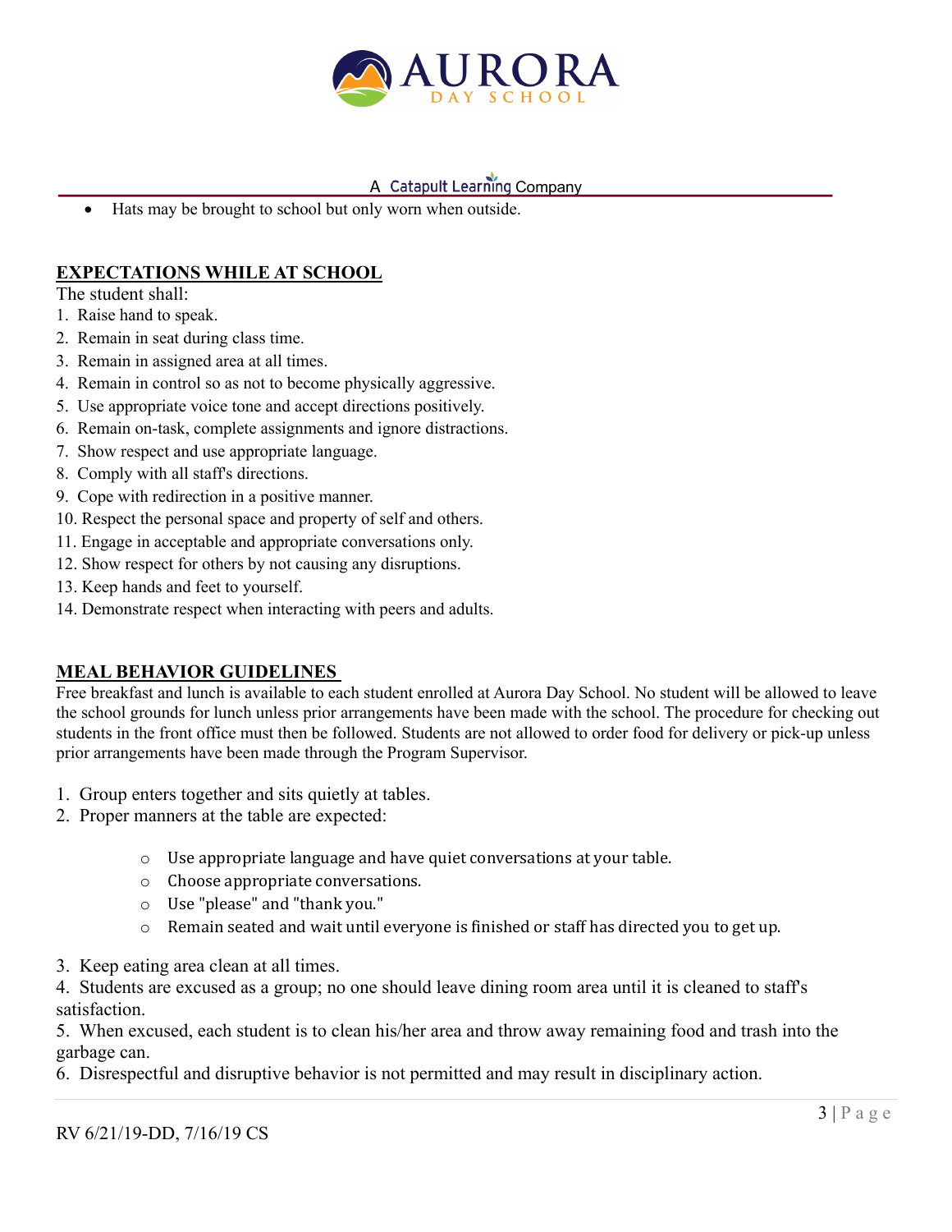- Hats may be brought to school but only worn when outside.

## EXPECTATIONS WHILE AT SCHOOL

The student shall:

1. Raise hand to speak.
2. Remain in seat during class time.
3. Remain in assigned area at all times.
4. Remain in control so as not to become physically aggressive.
5. Use appropriate voice tone and accept directions positively.
6. Remain on-task, complete assignments and ignore distractions.
7. Show respect and use appropriate language.
8. Comply with all staff's directions.
9. Cope with redirection in a positive manner.
10. Respect the personal space and property of self and others.
11. Engage in acceptable and appropriate conversations only.
12. Show respect for others by not causing any disruptions.
13. Keep hands and feet to yourself.
14. Demonstrate respect when interacting with peers and adults.

## MEAL BEHAVIOR GUIDELINES

Free breakfast and lunch is available to each student enrolled at Aurora Day School. No student will be allowed to leave the school grounds for lunch unless prior arrangements have been made with the school. The procedure for checking out students in the front office must then be followed. Students are not allowed to order food for delivery or pick-up unless prior arrangements have been made through the Program Supervisor.

1. Group enters together and sits quietly at tables.
2. Proper manners at the table are expected:
    - Use appropriate language and have quiet conversations at your table.
    - Choose appropriate conversations.
    - Use "please" and "thank you."
    - Remain seated and wait until everyone is finished or staff has directed you to get up.
3. Keep eating area clean at all times.
4. Students are excused as a group; no one should leave dining room area until it is cleaned to staff's satisfaction.
5. When excused, each student is to clean his/her area and throw away remaining food and trash into the garbage can.
6. Disrespectful and disruptive behavior is not permitted and may result in disciplinary action.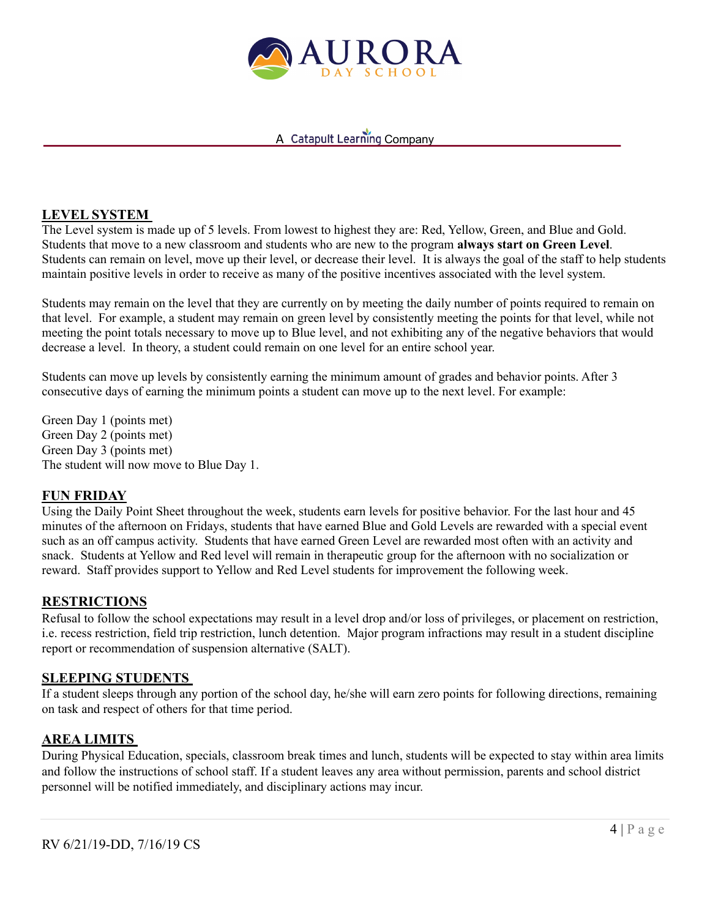## LEVEL SYSTEM

The Level system is made up of 5 levels. From lowest to highest they are: Red, Yellow, Green, and Blue and Gold. Students that move to a new classroom and students who are new to the program **always start on Green Level**. Students can remain on level, move up their level, or decrease their level. It is always the goal of the staff to help students maintain positive levels in order to receive as many of the positive incentives associated with the level system.

Students may remain on the level that they are currently on by meeting the daily number of points required to remain on that level. For example, a student may remain on green level by consistently meeting the points for that level, while not meeting the point totals necessary to move up to Blue level, and not exhibiting any of the negative behaviors that would decrease a level. In theory, a student could remain on one level for an entire school year.

Students can move up levels by consistently earning the minimum amount of grades and behavior points. After 3 consecutive days of earning the minimum points a student can move up to the next level. For example:

Green Day 1 (points met)
Green Day 2 (points met)
Green Day 3 (points met)
The student will now move to Blue Day 1.

## FUN FRIDAY

Using the Daily Point Sheet throughout the week, students earn levels for positive behavior. For the last hour and 45 minutes of the afternoon on Fridays, students that have earned Blue and Gold Levels are rewarded with a special event such as an off campus activity. Students that have earned Green Level are rewarded most often with an activity and snack. Students at Yellow and Red level will remain in therapeutic group for the afternoon with no socialization or reward. Staff provides support to Yellow and Red Level students for improvement the following week.

## RESTRICTIONS

Refusal to follow the school expectations may result in a level drop and/or loss of privileges, or placement on restriction, i.e. recess restriction, field trip restriction, lunch detention. Major program infractions may result in a student discipline report or recommendation of suspension alternative (SALT).

## SLEEPING STUDENTS

If a student sleeps through any portion of the school day, he/she will earn zero points for following directions, remaining on task and respect of others for that time period.

## AREA LIMITS

During Physical Education, specials, classroom break times and lunch, students will be expected to stay within area limits and follow the instructions of school staff. If a student leaves any area without permission, parents and school district personnel will be notified immediately, and disciplinary actions may incur.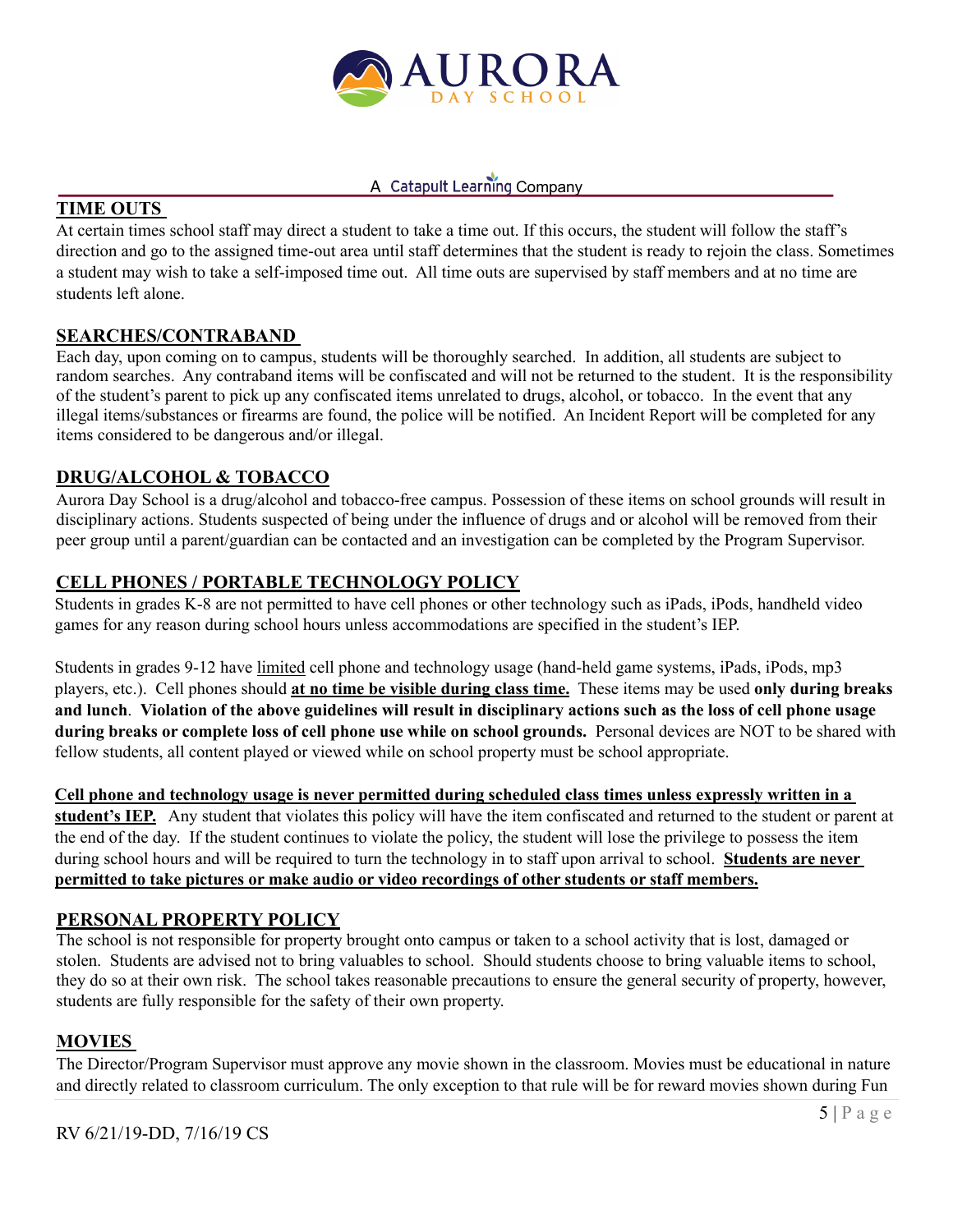## TIME OUTS

At certain times school staff may direct a student to take a time out. If this occurs, the student will follow the staff's direction and go to the assigned time-out area until staff determines that the student is ready to rejoin the class. Sometimes a student may wish to take a self-imposed time out. All time outs are supervised by staff members and at no time are students left alone.

## SEARCHES/CONTRABAND

Each day, upon coming on to campus, students will be thoroughly searched. In addition, all students are subject to random searches. Any contraband items will be confiscated and will not be returned to the student. It is the responsibility of the student's parent to pick up any confiscated items unrelated to drugs, alcohol, or tobacco. In the event that any illegal items/substances or firearms are found, the police will be notified. An Incident Report will be completed for any items considered to be dangerous and/or illegal.

## DRUG/ALCOHOL & TOBACCO

Aurora Day School is a drug/alcohol and tobacco-free campus. Possession of these items on school grounds will result in disciplinary actions. Students suspected of being under the influence of drugs and or alcohol will be removed from their peer group until a parent/guardian can be contacted and an investigation can be completed by the Program Supervisor.

## CELL PHONES / PORTABLE TECHNOLOGY POLICY

Students in grades K-8 are not permitted to have cell phones or other technology such as iPads, iPods, handheld video games for any reason during school hours unless accommodations are specified in the student's IEP.

Students in grades 9-12 have limited cell phone and technology usage (hand-held game systems, iPads, iPods, mp3 players, etc.). Cell phones should **at no time be visible during class time.** These items may be used **only during breaks and lunch**. **Violation of the above guidelines will result in disciplinary actions such as the loss of cell phone usage during breaks or complete loss of cell phone use while on school grounds.** Personal devices are NOT to be shared with fellow students, all content played or viewed while on school property must be school appropriate.

**Cell phone and technology usage is never permitted during scheduled class times unless expressly written in a student's IEP.** Any student that violates this policy will have the item confiscated and returned to the student or parent at the end of the day. If the student continues to violate the policy, the student will lose the privilege to possess the item during school hours and will be required to turn the technology in to staff upon arrival to school. **Students are never permitted to take pictures or make audio or video recordings of other students or staff members.**

## PERSONAL PROPERTY POLICY

The school is not responsible for property brought onto campus or taken to a school activity that is lost, damaged or stolen. Students are advised not to bring valuables to school. Should students choose to bring valuable items to school, they do so at their own risk. The school takes reasonable precautions to ensure the general security of property, however, students are fully responsible for the safety of their own property.

## MOVIES

The Director/Program Supervisor must approve any movie shown in the classroom. Movies must be educational in nature and directly related to classroom curriculum. The only exception to that rule will be for reward movies shown during Fun

RV 6/21/19-DD, 7/16/19 CS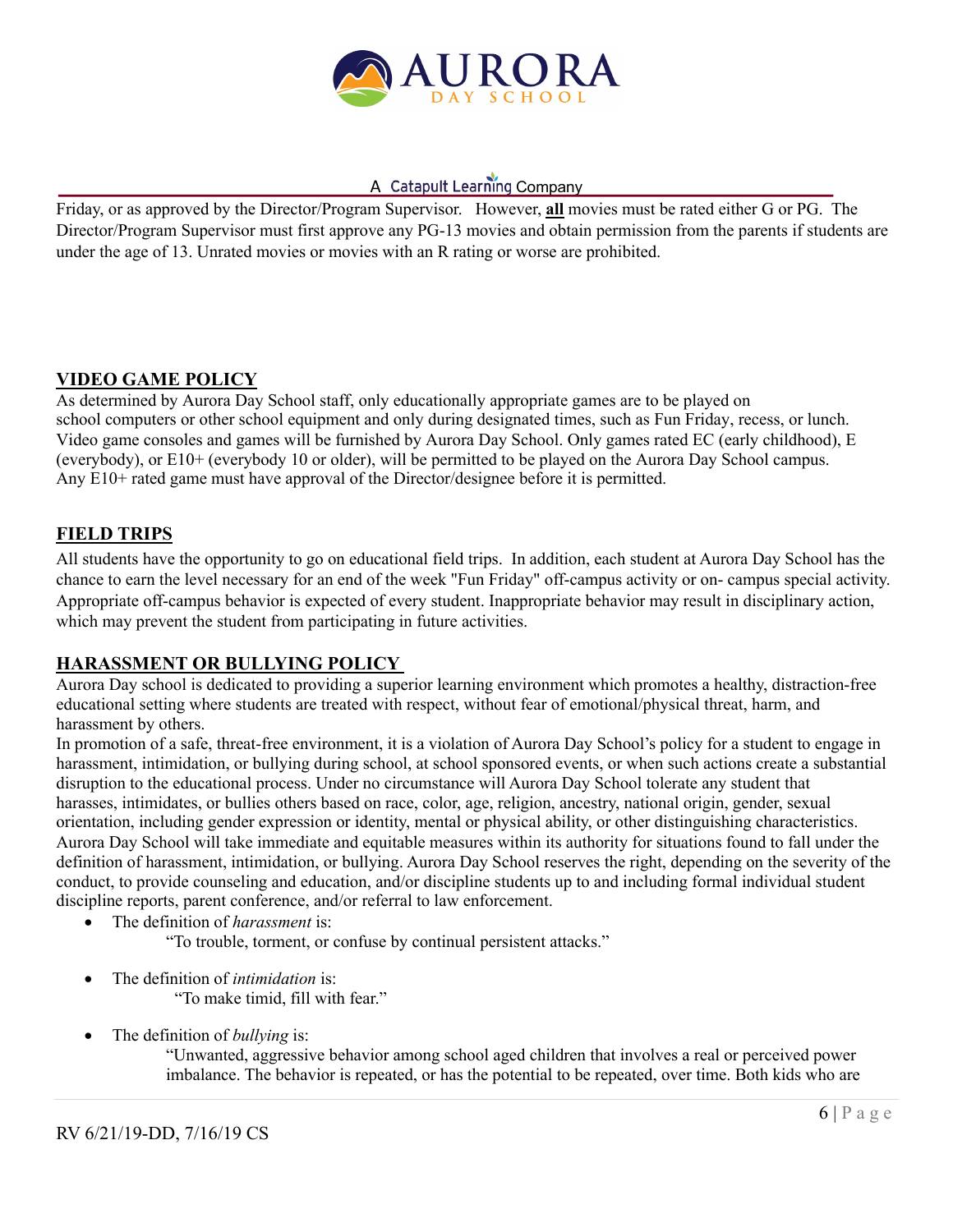Friday, or as approved by the Director/Program Supervisor. However, **all** movies must be rated either G or PG. The Director/Program Supervisor must first approve any PG-13 movies and obtain permission from the parents if students are under the age of 13. Unrated movies or movies with an R rating or worse are prohibited.

## VIDEO GAME POLICY

As determined by Aurora Day School staff, only educationally appropriate games are to be played on school computers or other school equipment and only during designated times, such as Fun Friday, recess, or lunch. Video game consoles and games will be furnished by Aurora Day School. Only games rated EC (early childhood), E (everybody), or E10+ (everybody 10 or older), will be permitted to be played on the Aurora Day School campus. Any E10+ rated game must have approval of the Director/designee before it is permitted.

## FIELD TRIPS

All students have the opportunity to go on educational field trips. In addition, each student at Aurora Day School has the chance to earn the level necessary for an end of the week "Fun Friday" off-campus activity or on- campus special activity. Appropriate off-campus behavior is expected of every student. Inappropriate behavior may result in disciplinary action, which may prevent the student from participating in future activities.

## HARASSMENT OR BULLYING POLICY

Aurora Day school is dedicated to providing a superior learning environment which promotes a healthy, distraction-free educational setting where students are treated with respect, without fear of emotional/physical threat, harm, and harassment by others.

In promotion of a safe, threat-free environment, it is a violation of Aurora Day School's policy for a student to engage in harassment, intimidation, or bullying during school, at school sponsored events, or when such actions create a substantial disruption to the educational process. Under no circumstance will Aurora Day School tolerate any student that harasses, intimidates, or bullies others based on race, color, age, religion, ancestry, national origin, gender, sexual orientation, including gender expression or identity, mental or physical ability, or other distinguishing characteristics. Aurora Day School will take immediate and equitable measures within its authority for situations found to fall under the definition of harassment, intimidation, or bullying. Aurora Day School reserves the right, depending on the severity of the conduct, to provide counseling and education, and/or discipline students up to and including formal individual student discipline reports, parent conference, and/or referral to law enforcement.

- The definition of *harassment* is:

  "To trouble, torment, or confuse by continual persistent attacks."

- The definition of *intimidation* is:

  "To make timid, fill with fear."

- The definition of *bullying* is:

  "Unwanted, aggressive behavior among school aged children that involves a real or perceived power imbalance. The behavior is repeated, or has the potential to be repeated, over time. Both kids who are

RV 6/21/19-DD, 7/16/19 CS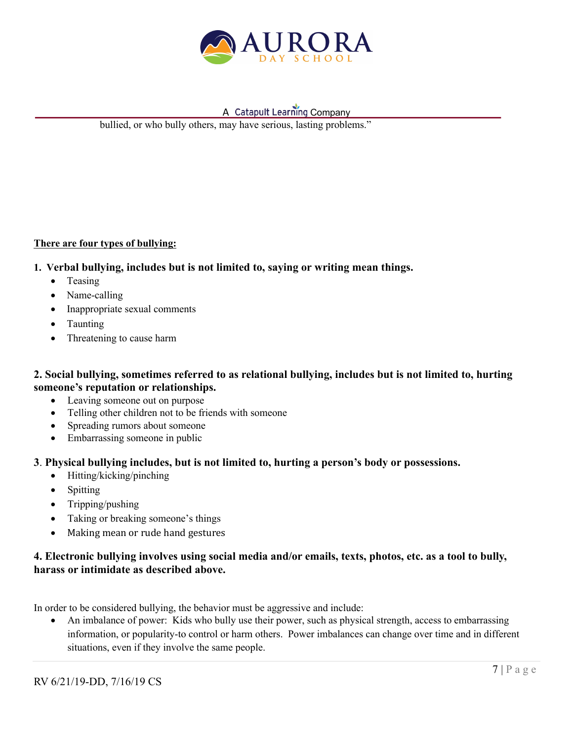bullied, or who bully others, may have serious, lasting problems."

**There are four types of bullying:**

**1. Verbal bullying, includes but is not limited to, saying or writing mean things.**

- Teasing
- Name-calling
- Inappropriate sexual comments
- Taunting
- Threatening to cause harm

**2. Social bullying, sometimes referred to as relational bullying, includes but is not limited to, hurting someone's reputation or relationships.**

- Leaving someone out on purpose
- Telling other children not to be friends with someone
- Spreading rumors about someone
- Embarrassing someone in public

**3. Physical bullying includes, but is not limited to, hurting a person's body or possessions.**

- Hitting/kicking/pinching
- Spitting
- Tripping/pushing
- Taking or breaking someone's things
- Making mean or rude hand gestures

**4. Electronic bullying involves using social media and/or emails, texts, photos, etc. as a tool to bully, harass or intimidate as described above.**

In order to be considered bullying, the behavior must be aggressive and include:

- An imbalance of power: Kids who bully use their power, such as physical strength, access to embarrassing information, or popularity-to control or harm others. Power imbalances can change over time and in different situations, even if they involve the same people.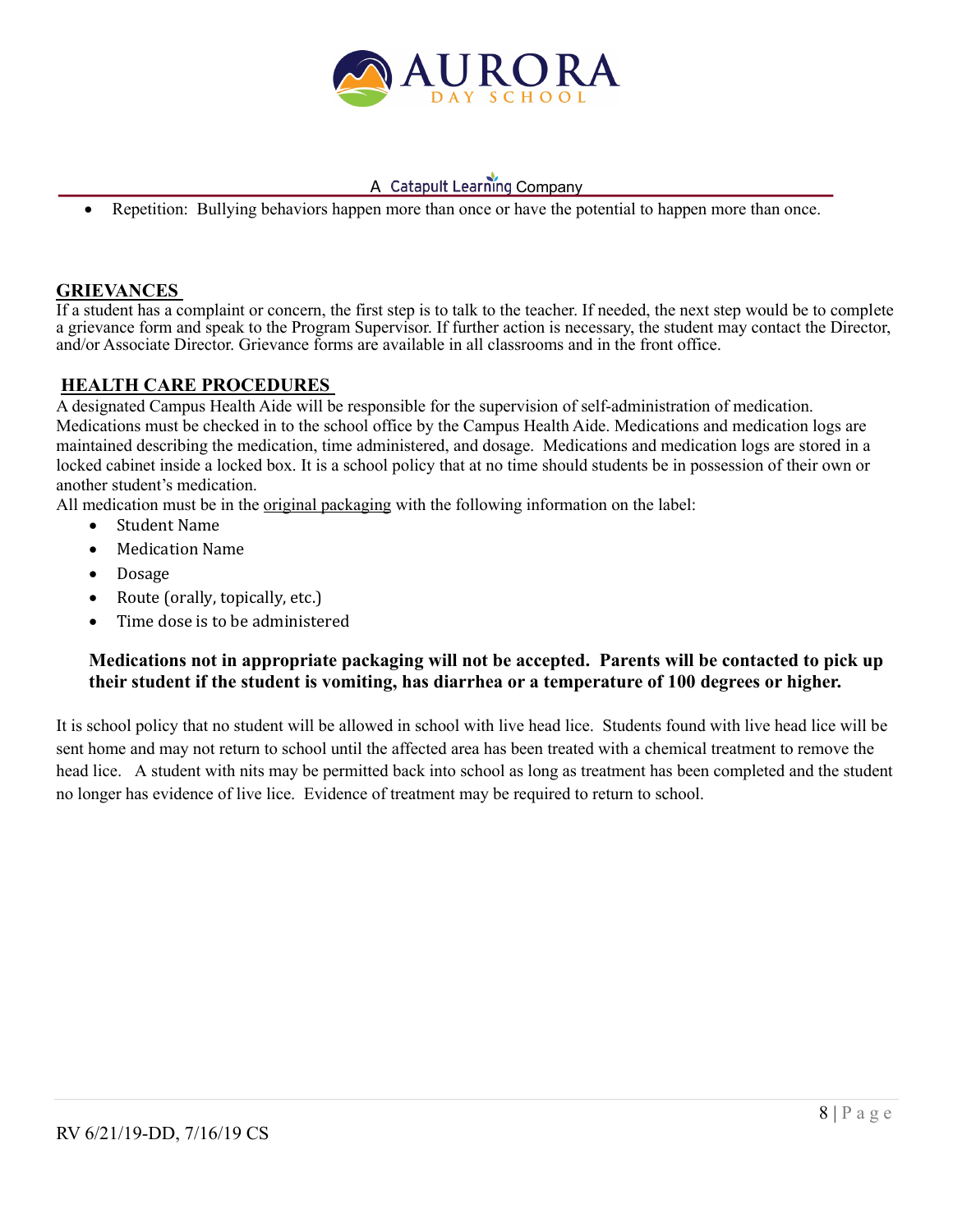- Repetition: Bullying behaviors happen more than once or have the potential to happen more than once.

## GRIEVANCES

If a student has a complaint or concern, the first step is to talk to the teacher. If needed, the next step would be to complete a grievance form and speak to the Program Supervisor. If further action is necessary, the student may contact the Director, and/or Associate Director. Grievance forms are available in all classrooms and in the front office.

## HEALTH CARE PROCEDURES

A designated Campus Health Aide will be responsible for the supervision of self-administration of medication. Medications must be checked in to the school office by the Campus Health Aide. Medications and medication logs are maintained describing the medication, time administered, and dosage. Medications and medication logs are stored in a locked cabinet inside a locked box. It is a school policy that at no time should students be in possession of their own or another student's medication.

All medication must be in the original packaging with the following information on the label:

- Student Name
- Medication Name
- Dosage
- Route (orally, topically, etc.)
- Time dose is to be administered

**Medications not in appropriate packaging will not be accepted. Parents will be contacted to pick up their student if the student is vomiting, has diarrhea or a temperature of 100 degrees or higher.**

It is school policy that no student will be allowed in school with live head lice. Students found with live head lice will be sent home and may not return to school until the affected area has been treated with a chemical treatment to remove the head lice. A student with nits may be permitted back into school as long as treatment has been completed and the student no longer has evidence of live lice. Evidence of treatment may be required to return to school.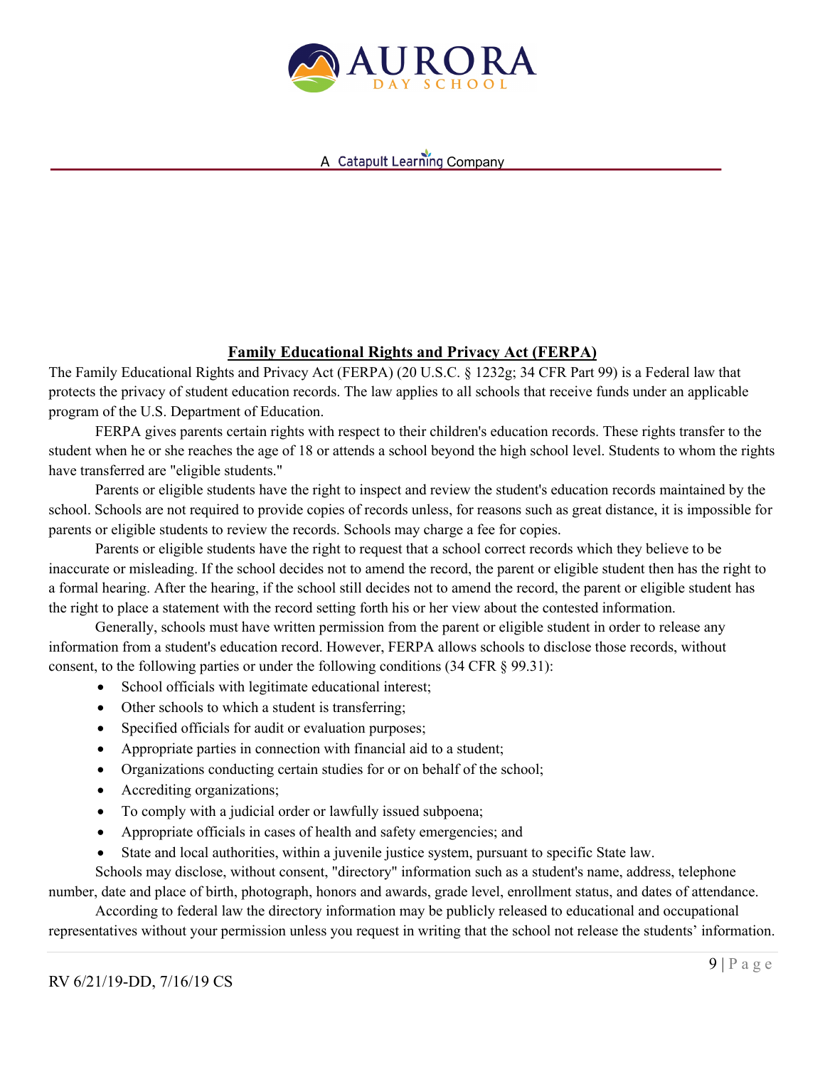## Family Educational Rights and Privacy Act (FERPA)

The Family Educational Rights and Privacy Act (FERPA) (20 U.S.C. § 1232g; 34 CFR Part 99) is a Federal law that protects the privacy of student education records. The law applies to all schools that receive funds under an applicable program of the U.S. Department of Education.

FERPA gives parents certain rights with respect to their children's education records. These rights transfer to the student when he or she reaches the age of 18 or attends a school beyond the high school level. Students to whom the rights have transferred are "eligible students."

Parents or eligible students have the right to inspect and review the student's education records maintained by the school. Schools are not required to provide copies of records unless, for reasons such as great distance, it is impossible for parents or eligible students to review the records. Schools may charge a fee for copies.

Parents or eligible students have the right to request that a school correct records which they believe to be inaccurate or misleading. If the school decides not to amend the record, the parent or eligible student then has the right to a formal hearing. After the hearing, if the school still decides not to amend the record, the parent or eligible student has the right to place a statement with the record setting forth his or her view about the contested information.

Generally, schools must have written permission from the parent or eligible student in order to release any information from a student's education record. However, FERPA allows schools to disclose those records, without consent, to the following parties or under the following conditions (34 CFR § 99.31):

- School officials with legitimate educational interest;
- Other schools to which a student is transferring;
- Specified officials for audit or evaluation purposes;
- Appropriate parties in connection with financial aid to a student;
- Organizations conducting certain studies for or on behalf of the school;
- Accrediting organizations;
- To comply with a judicial order or lawfully issued subpoena;
- Appropriate officials in cases of health and safety emergencies; and
- State and local authorities, within a juvenile justice system, pursuant to specific State law.

Schools may disclose, without consent, "directory" information such as a student's name, address, telephone number, date and place of birth, photograph, honors and awards, grade level, enrollment status, and dates of attendance.

According to federal law the directory information may be publicly released to educational and occupational representatives without your permission unless you request in writing that the school not release the students' information.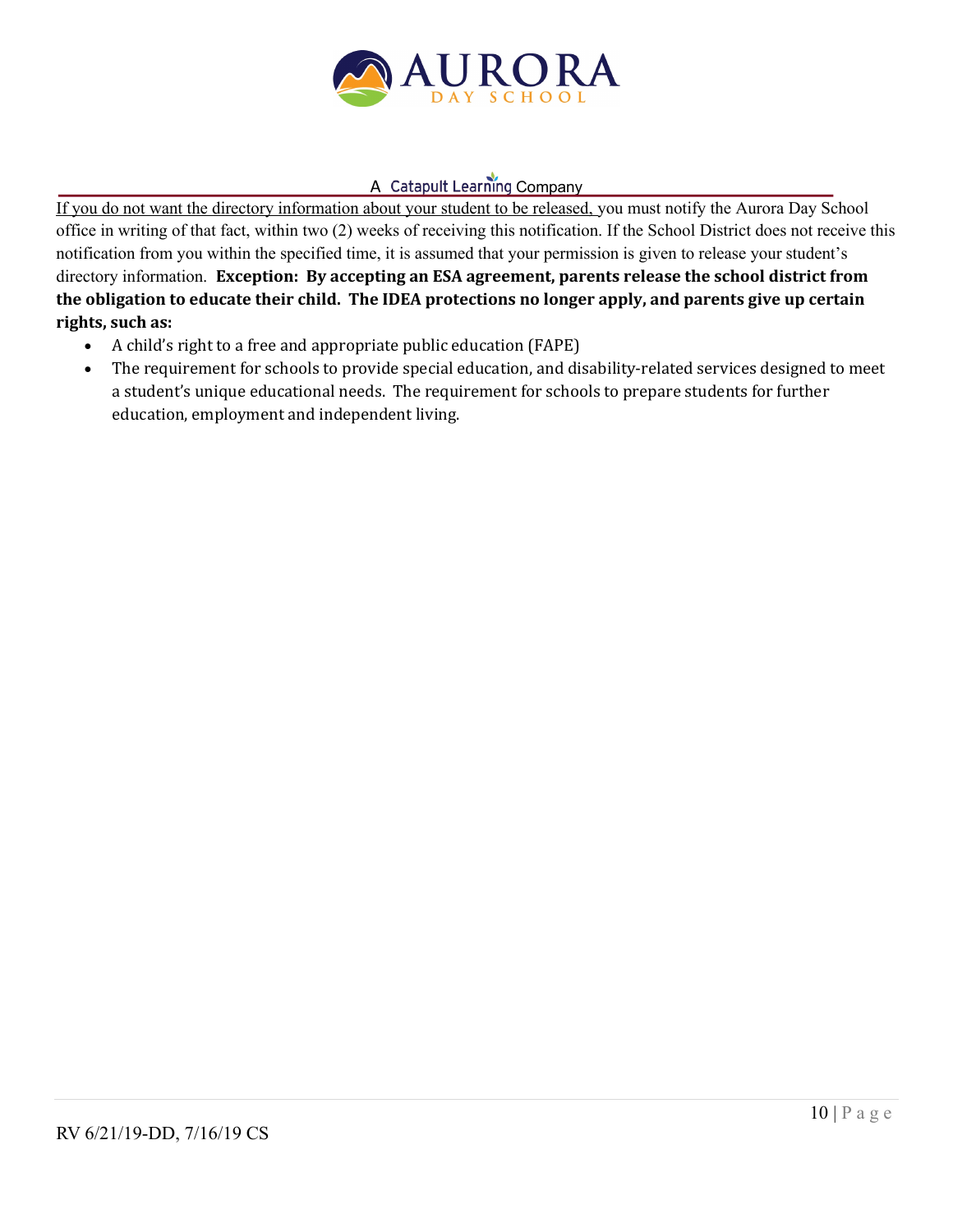If you do not want the directory information about your student to be released, you must notify the Aurora Day School office in writing of that fact, within two (2) weeks of receiving this notification. If the School District does not receive this notification from you within the specified time, it is assumed that your permission is given to release your student's directory information. **Exception: By accepting an ESA agreement, parents release the school district from the obligation to educate their child. The IDEA protections no longer apply, and parents give up certain rights, such as:**

- A child's right to a free and appropriate public education (FAPE)
- The requirement for schools to provide special education, and disability-related services designed to meet a student's unique educational needs. The requirement for schools to prepare students for further education, employment and independent living.

RV 6/21/19-DD, 7/16/19 CS